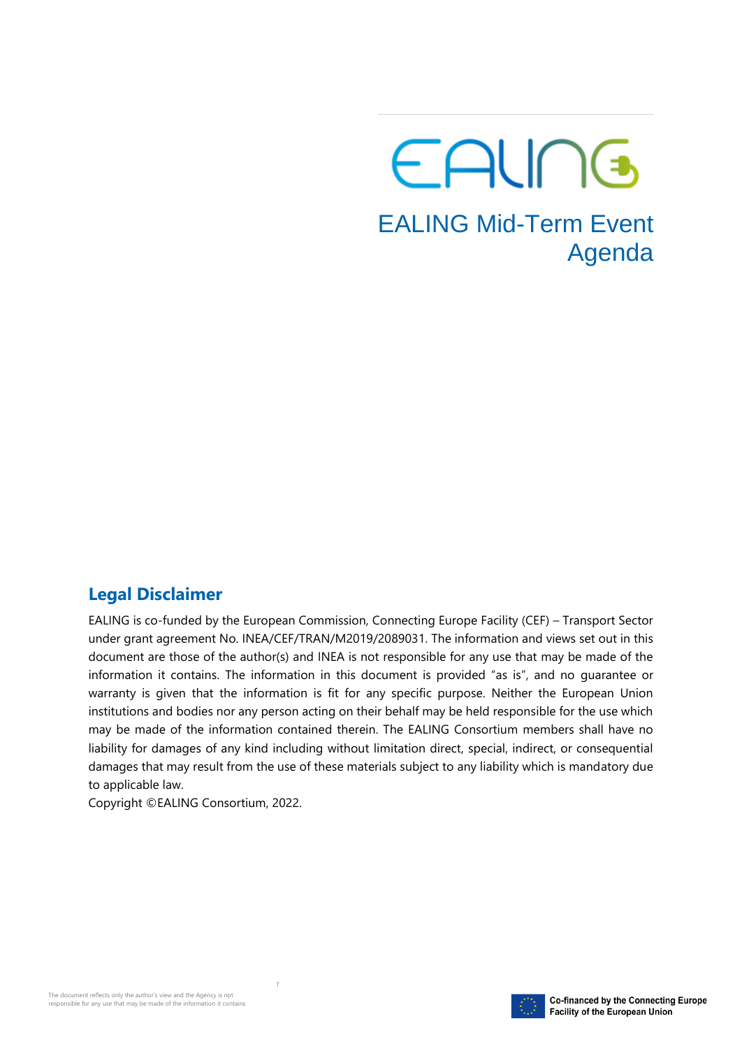EALING

# EALING Mid-Term Event Agenda

## Legal Disclaimer

EALING is co-funded by the European Commission, Connecting Europe Facility (CEF) – Transport Sector under grant agreement No. INEA/CEF/TRAN/M2019/2089031. The information and views set out in this document are those of the author(s) and INEA is not responsible for any use that may be made of the information it contains. The information in this document is provided "as is", and no guarantee or warranty is given that the information is fit for any specific purpose. Neither the European Union institutions and bodies nor any person acting on their behalf may be held responsible for the use which may be made of the information contained therein. The EALING Consortium members shall have no liability for damages of any kind including without limitation direct, special, indirect, or consequential damages that may result from the use of these materials subject to any liability which is mandatory due to applicable law.

Copyright ©EALING Consortium, 2022.

The document reflects only the author's view and the Agency is not responsible for any use that may be made of the information it contains

Co-financed by the Connecting Europe Facility of the European Union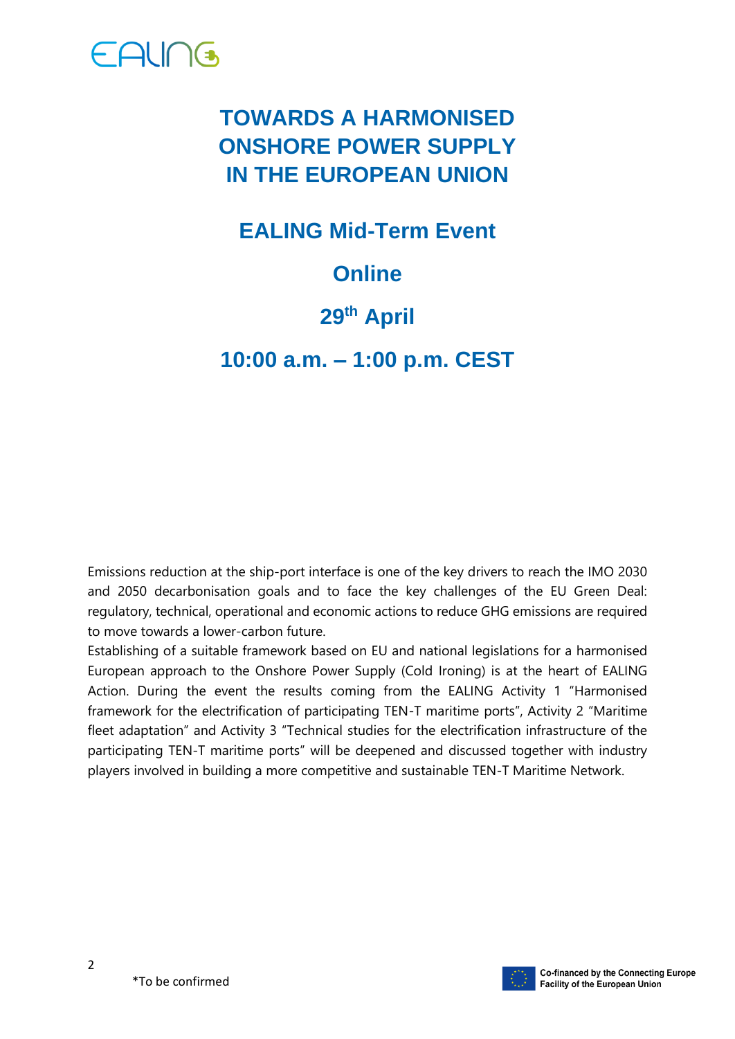# TOWARDS A HARMONISED ONSHORE POWER SUPPLY IN THE EUROPEAN UNION

## EALING Mid-Term Event

## Online

## 29th April

## 10:00 a.m. – 1:00 p.m. CEST

Emissions reduction at the ship-port interface is one of the key drivers to reach the IMO 2030 and 2050 decarbonisation goals and to face the key challenges of the EU Green Deal: regulatory, technical, operational and economic actions to reduce GHG emissions are required to move towards a lower-carbon future.

Establishing of a suitable framework based on EU and national legislations for a harmonised European approach to the Onshore Power Supply (Cold Ironing) is at the heart of EALING Action. During the event the results coming from the EALING Activity 1 "Harmonised framework for the electrification of participating TEN-T maritime ports", Activity 2 "Maritime fleet adaptation" and Activity 3 "Technical studies for the electrification infrastructure of the participating TEN-T maritime ports" will be deepened and discussed together with industry players involved in building a more competitive and sustainable TEN-T Maritime Network.

*To be confirmed

Co-financed by the Connecting Europe Facility of the European Union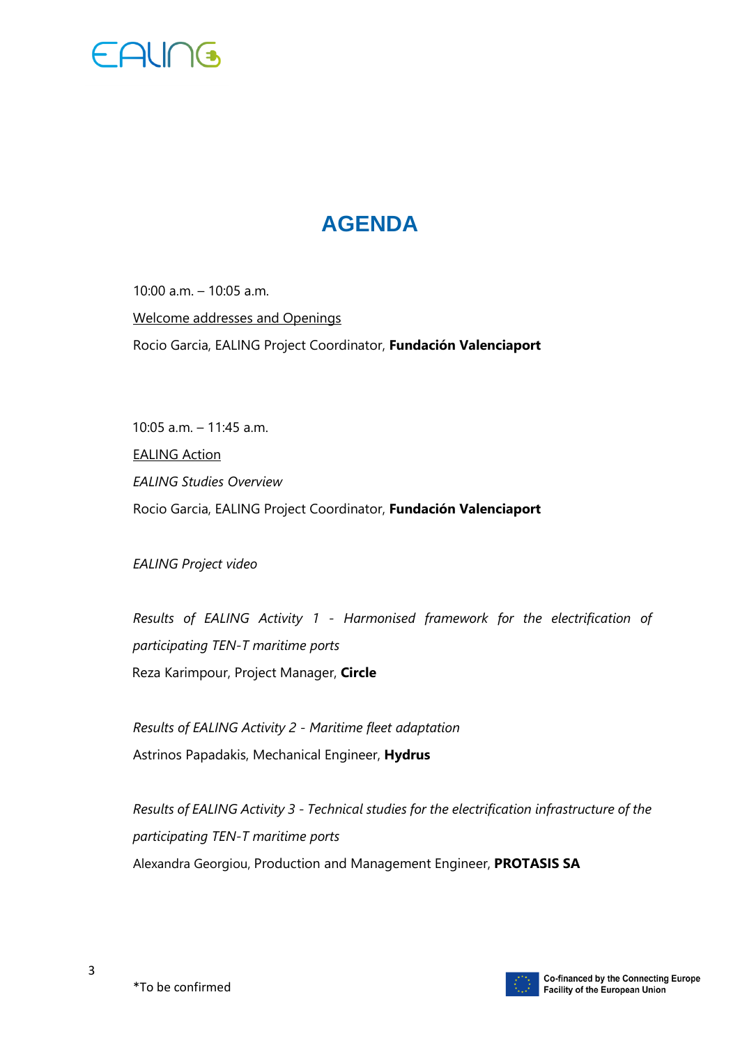# AGENDA

10:00 a.m. – 10:05 a.m.

Welcome addresses and Openings

Rocio Garcia, EALING Project Coordinator, **Fundación Valenciaport**

10:05 a.m. – 11:45 a.m.

EALING Action

*EALING Studies Overview*

Rocio Garcia, EALING Project Coordinator, **Fundación Valenciaport**

*EALING Project video*

*Results of EALING Activity 1 - Harmonised framework for the electrification of participating TEN-T maritime ports*

Reza Karimpour, Project Manager, **Circle**

*Results of EALING Activity 2 - Maritime fleet adaptation*

Astrinos Papadakis, Mechanical Engineer, **Hydrus**

*Results of EALING Activity 3 - Technical studies for the electrification infrastructure of the participating TEN-T maritime ports*

Alexandra Georgiou, Production and Management Engineer, **PROTASIS SA**

*To be confirmed

Co-financed by the Connecting Europe Facility of the European Union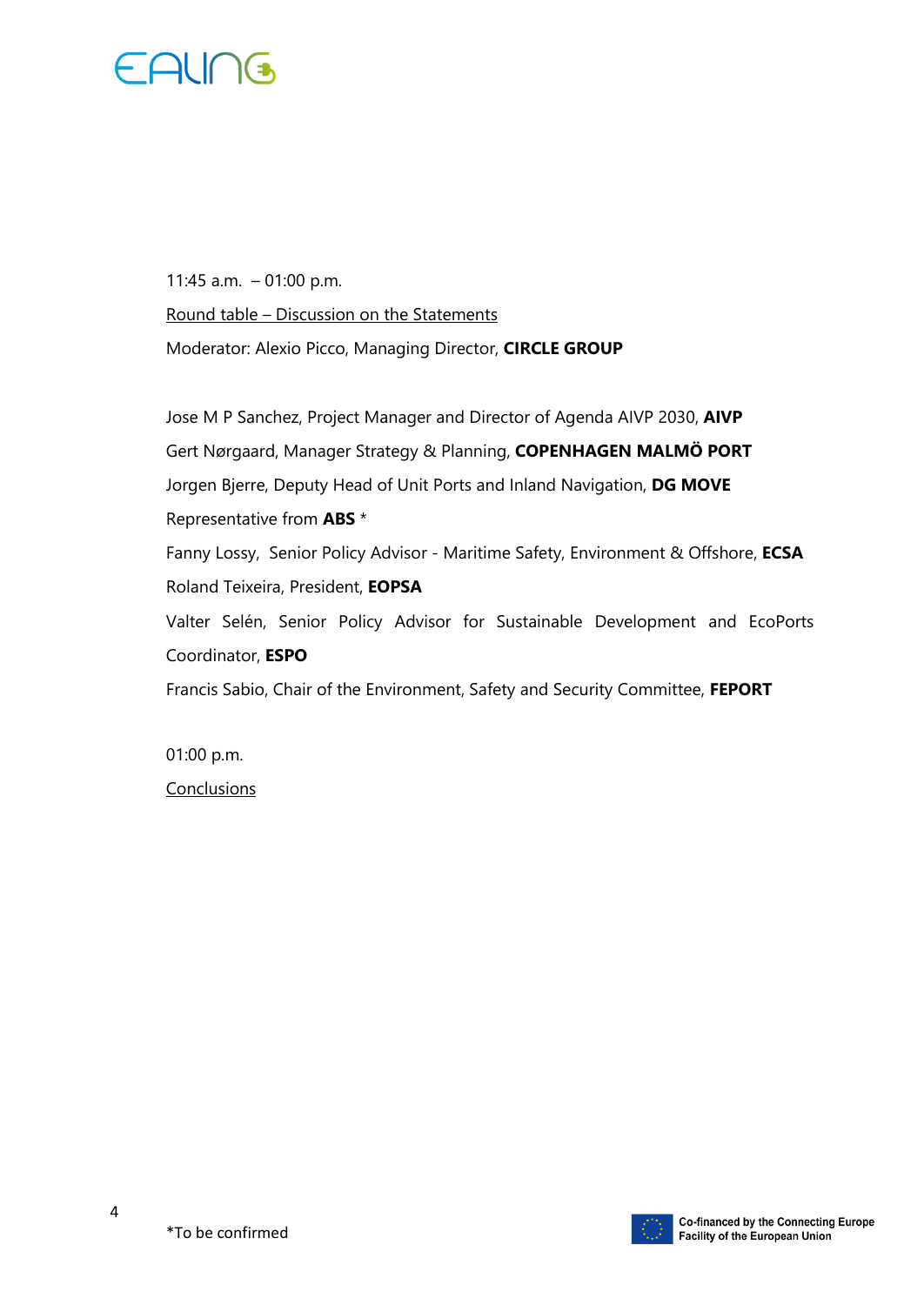11:45 a.m. – 01:00 p.m.

Round table – Discussion on the Statements

Moderator: Alexio Picco, Managing Director, **CIRCLE GROUP**

Jose M P Sanchez, Project Manager and Director of Agenda AIVP 2030, **AIVP**

Gert Nørgaard, Manager Strategy & Planning, **COPENHAGEN MALMÖ PORT**

Jorgen Bjerre, Deputy Head of Unit Ports and Inland Navigation, **DG MOVE**

Representative from **ABS** *

Fanny Lossy, Senior Policy Advisor - Maritime Safety, Environment & Offshore, **ECSA**

Roland Teixeira, President, **EOPSA**

Valter Selén, Senior Policy Advisor for Sustainable Development and EcoPorts Coordinator, **ESPO**

Francis Sabio, Chair of the Environment, Safety and Security Committee, **FEPORT**

01:00 p.m.

Conclusions

*To be confirmed

Co-financed by the Connecting Europe Facility of the European Union